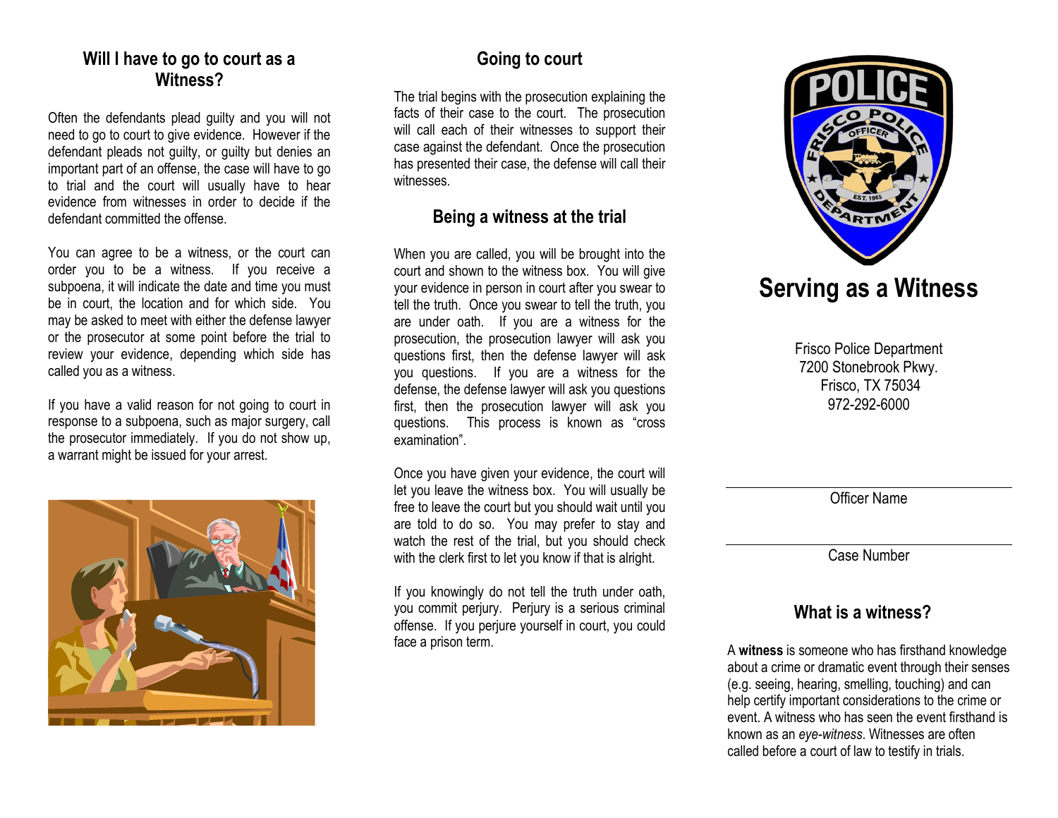## Will I have to go to court as a Witness?

Often the defendants plead guilty and you will not need to go to court to give evidence. However if the defendant pleads not guilty, or guilty but denies an important part of an offense, the case will have to go to trial and the court will usually have to hear evidence from witnesses in order to decide if the defendant committed the offense.

You can agree to be a witness, or the court can order you to be a witness. If you receive a subpoena, it will indicate the date and time you must be in court, the location and for which side. You may be asked to meet with either the defense lawyer or the prosecutor at some point before the trial to review your evidence, depending which side has called you as a witness.

If you have a valid reason for not going to court in response to a subpoena, such as major surgery, call the prosecutor immediately. If you do not show up, a warrant might be issued for your arrest.

## Going to court

The trial begins with the prosecution explaining the facts of their case to the court. The prosecution will call each of their witnesses to support their case against the defendant. Once the prosecution has presented their case, the defense will call their witnesses.

## Being a witness at the trial

When you are called, you will be brought into the court and shown to the witness box. You will give your evidence in person in court after you swear to tell the truth. Once you swear to tell the truth, you are under oath. If you are a witness for the prosecution, the prosecution lawyer will ask you questions first, then the defense lawyer will ask you questions. If you are a witness for the defense, the defense lawyer will ask you questions first, then the prosecution lawyer will ask you questions. This process is known as "cross examination".

Once you have given your evidence, the court will let you leave the witness box. You will usually be free to leave the court but you should wait until you are told to do so. You may prefer to stay and watch the rest of the trial, but you should check with the clerk first to let you know if that is alright.

If you knowingly do not tell the truth under oath, you commit perjury. Perjury is a serious criminal offense. If you perjure yourself in court, you could face a prison term.

# Serving as a Witness

Frisco Police Department
7200 Stonebrook Pkwy.
Frisco, TX 75034
972-292-6000

---

Officer Name

---

Case Number

## What is a witness?

A **witness** is someone who has firsthand knowledge about a crime or dramatic event through their senses (e.g. seeing, hearing, smelling, touching) and can help certify important considerations to the crime or event. A witness who has seen the event firsthand is known as an *eye-witness*. Witnesses are often called before a court of law to testify in trials.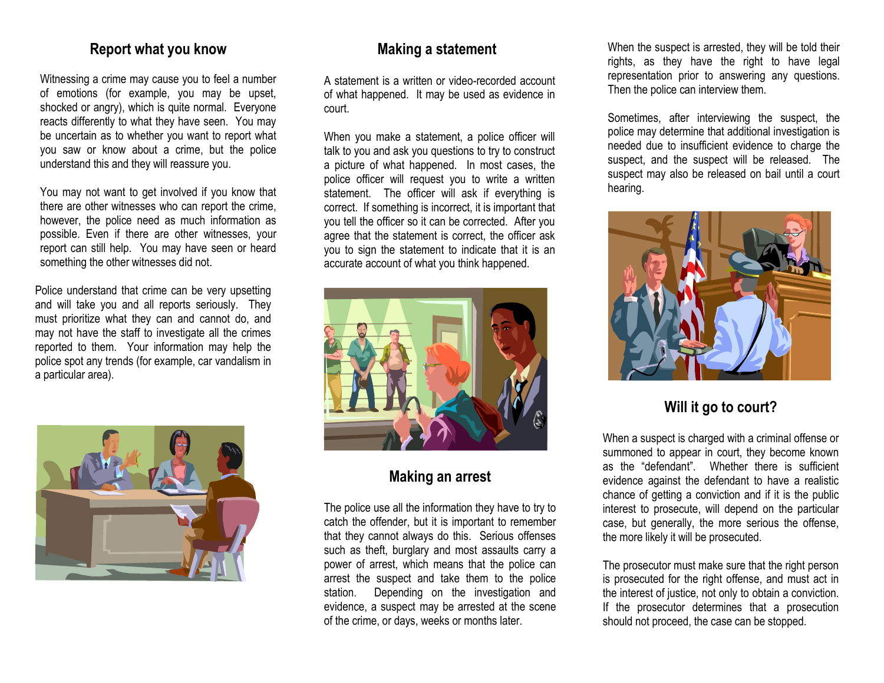## Report what you know

Witnessing a crime may cause you to feel a number of emotions (for example, you may be upset, shocked or angry), which is quite normal. Everyone reacts differently to what they have seen. You may be uncertain as to whether you want to report what you saw or know about a crime, but the police understand this and they will reassure you.

You may not want to get involved if you know that there are other witnesses who can report the crime, however, the police need as much information as possible. Even if there are other witnesses, your report can still help. You may have seen or heard something the other witnesses did not.

Police understand that crime can be very upsetting and will take you and all reports seriously. They must prioritize what they can and cannot do, and may not have the staff to investigate all the crimes reported to them. Your information may help the police spot any trends (for example, car vandalism in a particular area).

## Making a statement

A statement is a written or video-recorded account of what happened. It may be used as evidence in court.

When you make a statement, a police officer will talk to you and ask you questions to try to construct a picture of what happened. In most cases, the police officer will request you to write a written statement. The officer will ask if everything is correct. If something is incorrect, it is important that you tell the officer so it can be corrected. After you agree that the statement is correct, the officer ask you to sign the statement to indicate that it is an accurate account of what you think happened.

## Making an arrest

The police use all the information they have to try to catch the offender, but it is important to remember that they cannot always do this. Serious offenses such as theft, burglary and most assaults carry a power of arrest, which means that the police can arrest the suspect and take them to the police station. Depending on the investigation and evidence, a suspect may be arrested at the scene of the crime, or days, weeks or months later.

When the suspect is arrested, they will be told their rights, as they have the right to have legal representation prior to answering any questions. Then the police can interview them.

Sometimes, after interviewing the suspect, the police may determine that additional investigation is needed due to insufficient evidence to charge the suspect, and the suspect will be released. The suspect may also be released on bail until a court hearing.

## Will it go to court?

When a suspect is charged with a criminal offense or summoned to appear in court, they become known as the "defendant". Whether there is sufficient evidence against the defendant to have a realistic chance of getting a conviction and if it is the public interest to prosecute, will depend on the particular case, but generally, the more serious the offense, the more likely it will be prosecuted.

The prosecutor must make sure that the right person is prosecuted for the right offense, and must act in the interest of justice, not only to obtain a conviction. If the prosecutor determines that a prosecution should not proceed, the case can be stopped.